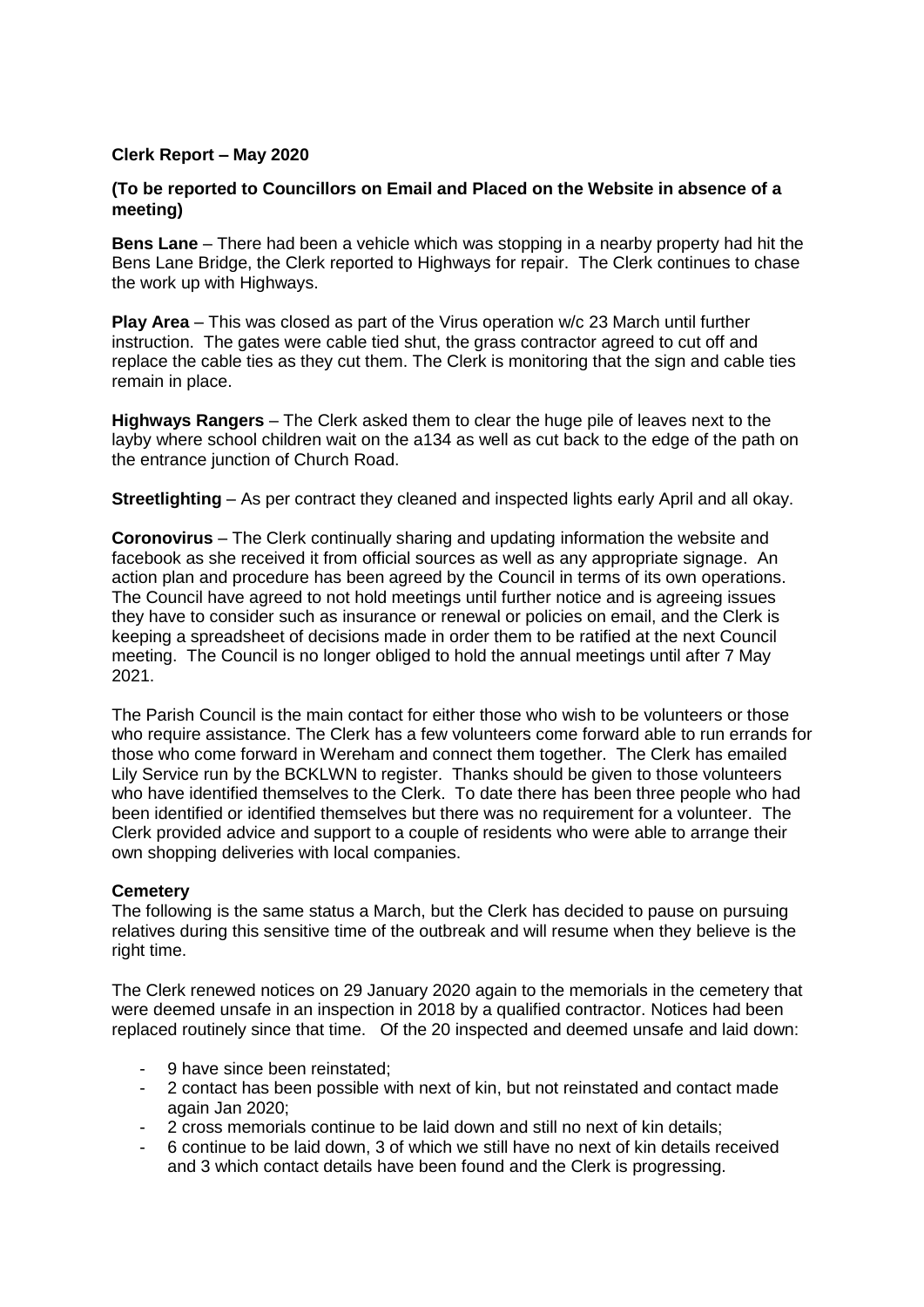**Clerk Report – May 2020**

**(To be reported to Councillors on Email and Placed on the Website in absence of a meeting)**

**Bens Lane** – There had been a vehicle which was stopping in a nearby property had hit the Bens Lane Bridge, the Clerk reported to Highways for repair. The Clerk continues to chase the work up with Highways.

**Play Area** – This was closed as part of the Virus operation w/c 23 March until further instruction. The gates were cable tied shut, the grass contractor agreed to cut off and replace the cable ties as they cut them. The Clerk is monitoring that the sign and cable ties remain in place.

**Highways Rangers** – The Clerk asked them to clear the huge pile of leaves next to the layby where school children wait on the a134 as well as cut back to the edge of the path on the entrance junction of Church Road.

**Streetlighting** – As per contract they cleaned and inspected lights early April and all okay.

**Coronovirus** – The Clerk continually sharing and updating information the website and facebook as she received it from official sources as well as any appropriate signage. An action plan and procedure has been agreed by the Council in terms of its own operations. The Council have agreed to not hold meetings until further notice and is agreeing issues they have to consider such as insurance or renewal or policies on email, and the Clerk is keeping a spreadsheet of decisions made in order them to be ratified at the next Council meeting. The Council is no longer obliged to hold the annual meetings until after 7 May 2021.

The Parish Council is the main contact for either those who wish to be volunteers or those who require assistance. The Clerk has a few volunteers come forward able to run errands for those who come forward in Wereham and connect them together. The Clerk has emailed Lily Service run by the BCKLWN to register. Thanks should be given to those volunteers who have identified themselves to the Clerk. To date there has been three people who had been identified or identified themselves but there was no requirement for a volunteer. The Clerk provided advice and support to a couple of residents who were able to arrange their own shopping deliveries with local companies.

**Cemetery**

The following is the same status a March, but the Clerk has decided to pause on pursuing relatives during this sensitive time of the outbreak and will resume when they believe is the right time.

The Clerk renewed notices on 29 January 2020 again to the memorials in the cemetery that were deemed unsafe in an inspection in 2018 by a qualified contractor. Notices had been replaced routinely since that time. Of the 20 inspected and deemed unsafe and laid down:

- 9 have since been reinstated;
- 2 contact has been possible with next of kin, but not reinstated and contact made again Jan 2020;
- 2 cross memorials continue to be laid down and still no next of kin details;
- 6 continue to be laid down, 3 of which we still have no next of kin details received and 3 which contact details have been found and the Clerk is progressing.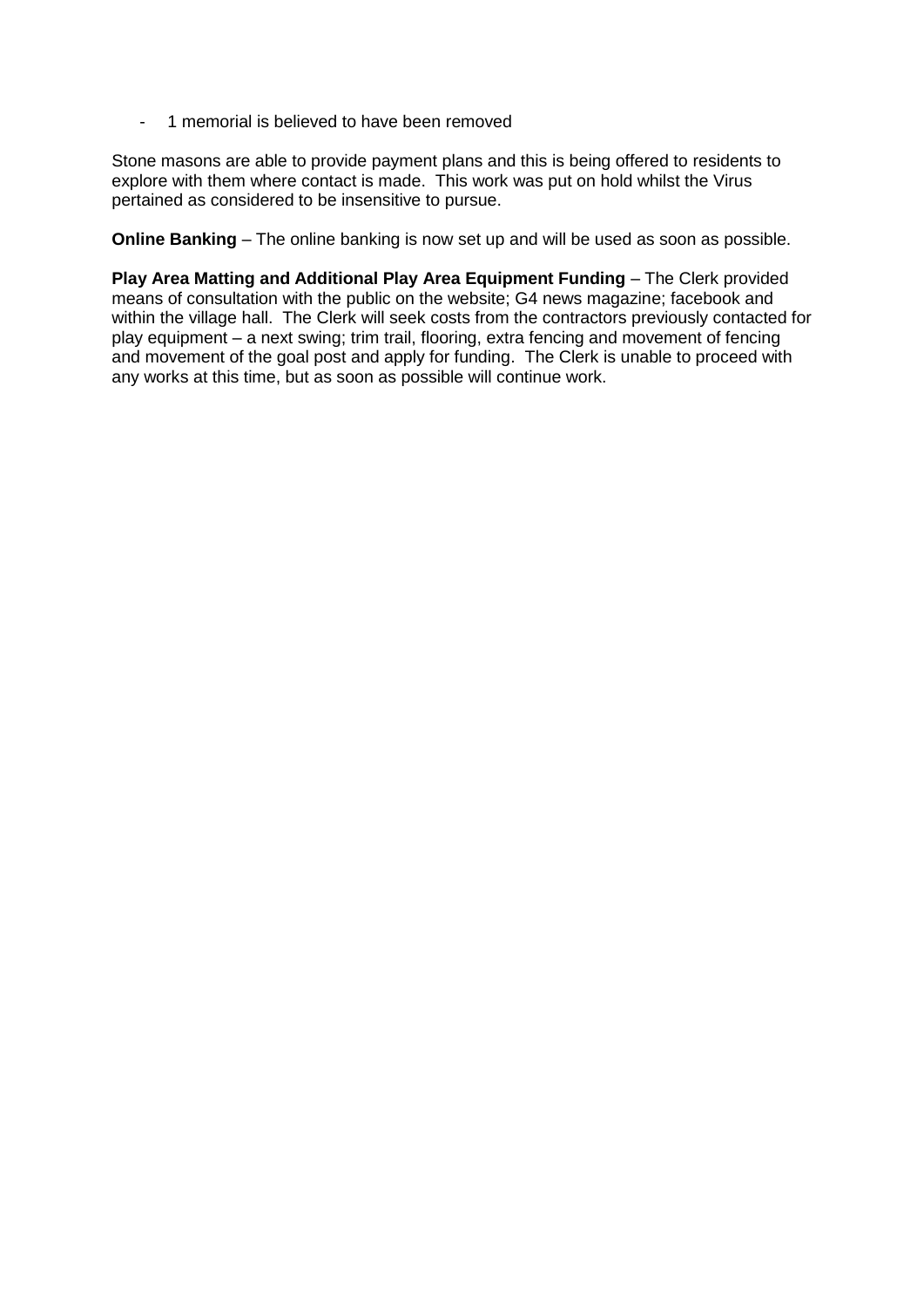- 1 memorial is believed to have been removed

Stone masons are able to provide payment plans and this is being offered to residents to explore with them where contact is made. This work was put on hold whilst the Virus pertained as considered to be insensitive to pursue.

**Online Banking** – The online banking is now set up and will be used as soon as possible.

**Play Area Matting and Additional Play Area Equipment Funding** – The Clerk provided means of consultation with the public on the website; G4 news magazine; facebook and within the village hall. The Clerk will seek costs from the contractors previously contacted for play equipment – a next swing; trim trail, flooring, extra fencing and movement of fencing and movement of the goal post and apply for funding. The Clerk is unable to proceed with any works at this time, but as soon as possible will continue work.